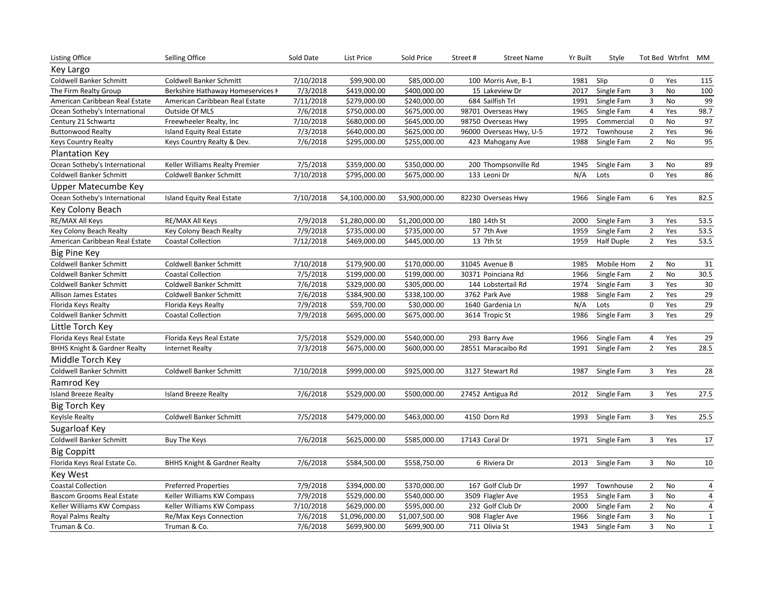| Listing Office | Selling Office | Sold Date | List Price | Sold Price | Street # | Street Name | Yr Built | Style | Tot Bed | Wtrfnt | MM |
|---|---|---|---|---|---|---|---|---|---|---|---|
| **Key Largo** | | | | | | | | | | | |
| Coldwell Banker Schmitt | Coldwell Banker Schmitt | 7/10/2018 | $99,900.00 | $85,000.00 | 100 | Morris Ave, B-1 | 1981 | Slip | 0 | Yes | 115 |
| The Firm Realty Group | Berkshire Hathaway Homeservices K | 7/3/2018 | $419,000.00 | $400,000.00 | 15 | Lakeview Dr | 2017 | Single Fam | 3 | No | 100 |
| American Caribbean Real Estate | American Caribbean Real Estate | 7/11/2018 | $279,000.00 | $240,000.00 | 684 | Sailfish Trl | 1991 | Single Fam | 3 | No | 99 |
| Ocean Sotheby's International | Outside Of MLS | 7/6/2018 | $750,000.00 | $675,000.00 | 98701 | Overseas Hwy | 1965 | Single Fam | 4 | Yes | 98.7 |
| Century 21 Schwartz | Freewheeler Realty, Inc | 7/10/2018 | $680,000.00 | $645,000.00 | 98750 | Overseas Hwy | 1995 | Commercial | 0 | No | 97 |
| Buttonwood Realty | Island Equity Real Estate | 7/3/2018 | $640,000.00 | $625,000.00 | 96000 | Overseas Hwy, U-5 | 1972 | Townhouse | 2 | Yes | 96 |
| Keys Country Realty | Keys Country Realty & Dev. | 7/6/2018 | $295,000.00 | $255,000.00 | 423 | Mahogany Ave | 1988 | Single Fam | 2 | No | 95 |
| **Plantation Key** | | | | | | | | | | | |
| Ocean Sotheby's International | Keller Williams Realty Premier | 7/5/2018 | $359,000.00 | $350,000.00 | 200 | Thompsonville Rd | 1945 | Single Fam | 3 | No | 89 |
| Coldwell Banker Schmitt | Coldwell Banker Schmitt | 7/10/2018 | $795,000.00 | $675,000.00 | 133 | Leoni Dr | N/A | Lots | 0 | Yes | 86 |
| **Upper Matecumbe Key** | | | | | | | | | | | |
| Ocean Sotheby's International | Island Equity Real Estate | 7/10/2018 | $4,100,000.00 | $3,900,000.00 | 82230 | Overseas Hwy | 1966 | Single Fam | 6 | Yes | 82.5 |
| **Key Colony Beach** | | | | | | | | | | | |
| RE/MAX All Keys | RE/MAX All Keys | 7/9/2018 | $1,280,000.00 | $1,200,000.00 | 180 | 14th St | 2000 | Single Fam | 3 | Yes | 53.5 |
| Key Colony Beach Realty | Key Colony Beach Realty | 7/9/2018 | $735,000.00 | $735,000.00 | 57 | 7th Ave | 1959 | Single Fam | 2 | Yes | 53.5 |
| American Caribbean Real Estate | Coastal Collection | 7/12/2018 | $469,000.00 | $445,000.00 | 13 | 7th St | 1959 | Half Duple | 2 | Yes | 53.5 |
| **Big Pine Key** | | | | | | | | | | | |
| Coldwell Banker Schmitt | Coldwell Banker Schmitt | 7/10/2018 | $179,900.00 | $170,000.00 | 31045 | Avenue B | 1985 | Mobile Hom | 2 | No | 31 |
| Coldwell Banker Schmitt | Coastal Collection | 7/5/2018 | $199,000.00 | $199,000.00 | 30371 | Poinciana Rd | 1966 | Single Fam | 2 | No | 30.5 |
| Coldwell Banker Schmitt | Coldwell Banker Schmitt | 7/6/2018 | $329,000.00 | $305,000.00 | 144 | Lobstertail Rd | 1974 | Single Fam | 3 | Yes | 30 |
| Allison James Estates | Coldwell Banker Schmitt | 7/6/2018 | $384,900.00 | $338,100.00 | 3762 | Park Ave | 1988 | Single Fam | 2 | Yes | 29 |
| Florida Keys Realty | Florida Keys Realty | 7/9/2018 | $59,700.00 | $30,000.00 | 1640 | Gardenia Ln | N/A | Lots | 0 | Yes | 29 |
| Coldwell Banker Schmitt | Coastal Collection | 7/9/2018 | $695,000.00 | $675,000.00 | 3614 | Tropic St | 1986 | Single Fam | 3 | Yes | 29 |
| **Little Torch Key** | | | | | | | | | | | |
| Florida Keys Real Estate | Florida Keys Real Estate | 7/5/2018 | $529,000.00 | $540,000.00 | 293 | Barry Ave | 1966 | Single Fam | 4 | Yes | 29 |
| BHHS Knight & Gardner Realty | Internet Realty | 7/3/2018 | $675,000.00 | $600,000.00 | 28551 | Maracaibo Rd | 1991 | Single Fam | 2 | Yes | 28.5 |
| **Middle Torch Key** | | | | | | | | | | | |
| Coldwell Banker Schmitt | Coldwell Banker Schmitt | 7/10/2018 | $999,000.00 | $925,000.00 | 3127 | Stewart Rd | 1987 | Single Fam | 3 | Yes | 28 |
| **Ramrod Key** | | | | | | | | | | | |
| Island Breeze Realty | Island Breeze Realty | 7/6/2018 | $529,000.00 | $500,000.00 | 27452 | Antigua Rd | 2012 | Single Fam | 3 | Yes | 27.5 |
| **Big Torch Key** | | | | | | | | | | | |
| KeyIsle Realty | Coldwell Banker Schmitt | 7/5/2018 | $479,000.00 | $463,000.00 | 4150 | Dorn Rd | 1993 | Single Fam | 3 | Yes | 25.5 |
| **Sugarloaf Key** | | | | | | | | | | | |
| Coldwell Banker Schmitt | Buy The Keys | 7/6/2018 | $625,000.00 | $585,000.00 | 17143 | Coral Dr | 1971 | Single Fam | 3 | Yes | 17 |
| **Big Coppitt** | | | | | | | | | | | |
| Florida Keys Real Estate Co. | BHHS Knight & Gardner Realty | 7/6/2018 | $584,500.00 | $558,750.00 | 6 | Riviera Dr | 2013 | Single Fam | 3 | No | 10 |
| **Key West** | | | | | | | | | | | |
| Coastal Collection | Preferred Properties | 7/9/2018 | $394,000.00 | $370,000.00 | 167 | Golf Club Dr | 1997 | Townhouse | 2 | No | 4 |
| Bascom Grooms Real Estate | Keller Williams KW Compass | 7/9/2018 | $529,000.00 | $540,000.00 | 3509 | Flagler Ave | 1953 | Single Fam | 3 | No | 4 |
| Keller Williams KW Compass | Keller Williams KW Compass | 7/10/2018 | $629,000.00 | $595,000.00 | 232 | Golf Club Dr | 2000 | Single Fam | 2 | No | 4 |
| Royal Palms Realty | Re/Max Keys Connection | 7/6/2018 | $1,096,000.00 | $1,007,500.00 | 908 | Flagler Ave | 1966 | Single Fam | 3 | No | 1 |
| Truman & Co. | Truman & Co. | 7/6/2018 | $699,900.00 | $699,900.00 | 711 | Olivia St | 1943 | Single Fam | 3 | No | 1 |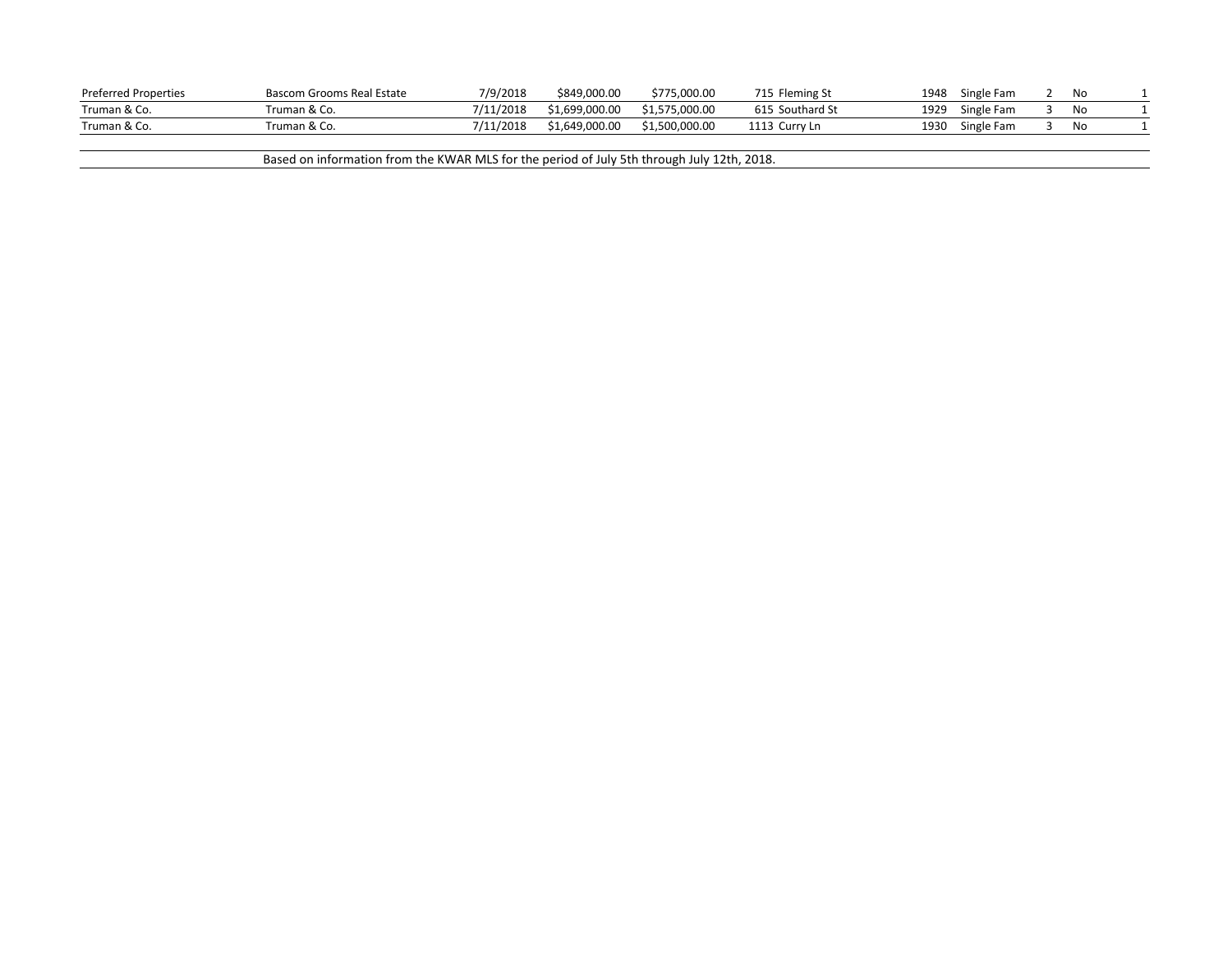| | | | | | | | | | | |
|---|---|---|---|---|---|---|---|---|---|---|
| Preferred Properties | Bascom Grooms Real Estate | 7/9/2018 | $849,000.00 | $775,000.00 | 715 Fleming St | 1948 | Single Fam | 2 | No | 1 |
| Truman & Co. | Truman & Co. | 7/11/2018 | $1,699,000.00 | $1,575,000.00 | 615 Southard St | 1929 | Single Fam | 3 | No | 1 |
| Truman & Co. | Truman & Co. | 7/11/2018 | $1,649,000.00 | $1,500,000.00 | 1113 Curry Ln | 1930 | Single Fam | 3 | No | 1 |

Based on information from the KWAR MLS for the period of July 5th through July 12th, 2018.